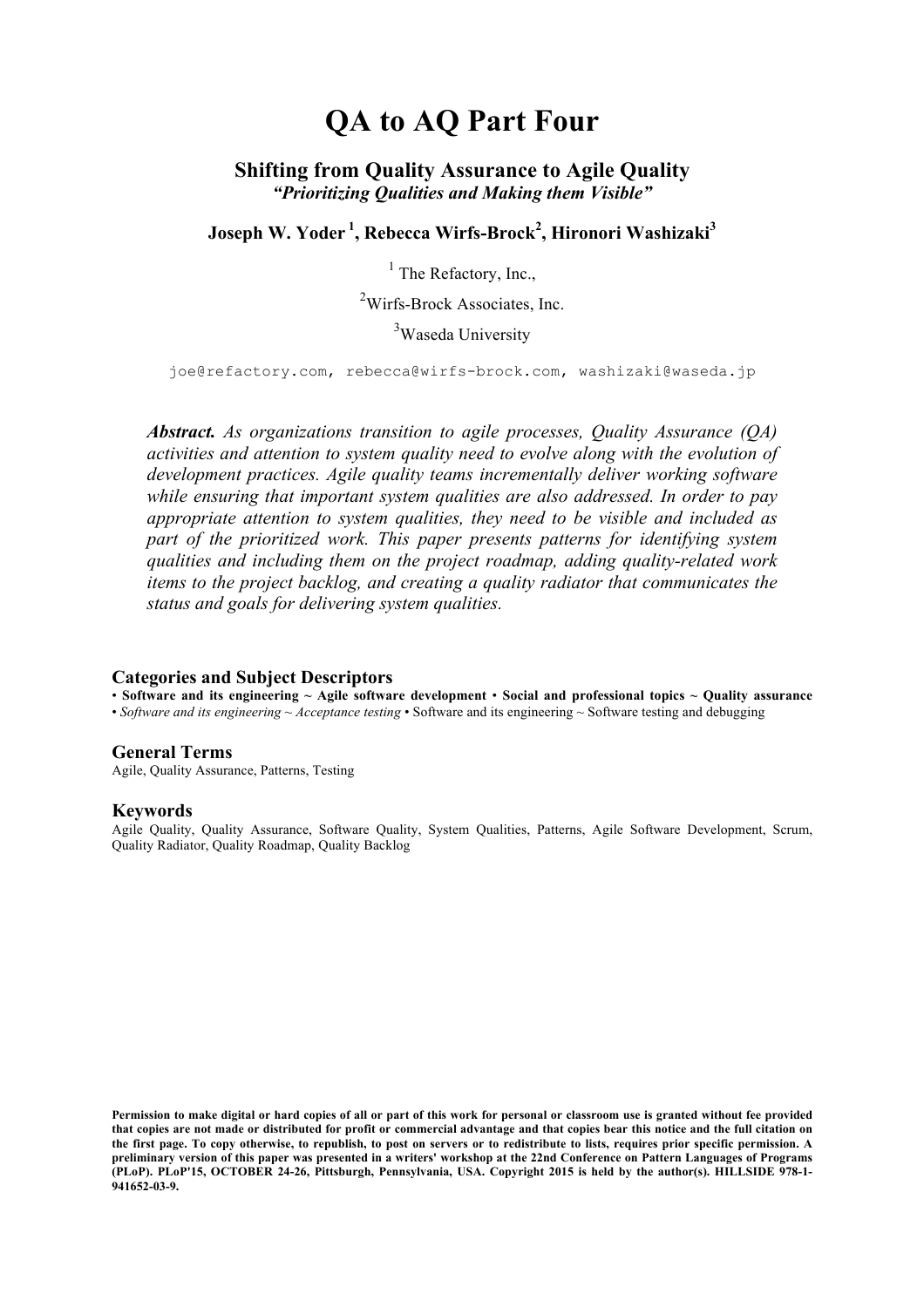# QA to AQ Part Four

## Shifting from Quality Assurance to Agile Quality

***"Prioritizing Qualities and Making them Visible"***

**Joseph W. Yoder [1], Rebecca Wirfs-Brock[2], Hironori Washizaki[3]**

[1] The Refactory, Inc.,

[2]Wirfs-Brock Associates, Inc.

[3]Waseda University

joe@refactory.com, rebecca@wirfs-brock.com, washizaki@waseda.jp

***Abstract.*** *As organizations transition to agile processes, Quality Assurance (QA) activities and attention to system quality need to evolve along with the evolution of development practices. Agile quality teams incrementally deliver working software while ensuring that important system qualities are also addressed. In order to pay appropriate attention to system qualities, they need to be visible and included as part of the prioritized work. This paper presents patterns for identifying system qualities and including them on the project roadmap, adding quality-related work items to the project backlog, and creating a quality radiator that communicates the status and goals for delivering system qualities.*

### Categories and Subject Descriptors

• **Software and its engineering ~ Agile software development** • **Social and professional topics ~ Quality assurance** • *Software and its engineering ~ Acceptance testing* • Software and its engineering ~ Software testing and debugging

### General Terms

Agile, Quality Assurance, Patterns, Testing

### Keywords

Agile Quality, Quality Assurance, Software Quality, System Qualities, Patterns, Agile Software Development, Scrum, Quality Radiator, Quality Roadmap, Quality Backlog

**Permission to make digital or hard copies of all or part of this work for personal or classroom use is granted without fee provided that copies are not made or distributed for profit or commercial advantage and that copies bear this notice and the full citation on the first page. To copy otherwise, to republish, to post on servers or to redistribute to lists, requires prior specific permission. A preliminary version of this paper was presented in a writers' workshop at the 22nd Conference on Pattern Languages of Programs (PLoP). PLoP'15, OCTOBER 24-26, Pittsburgh, Pennsylvania, USA. Copyright 2015 is held by the author(s). HILLSIDE 978-1-941652-03-9.**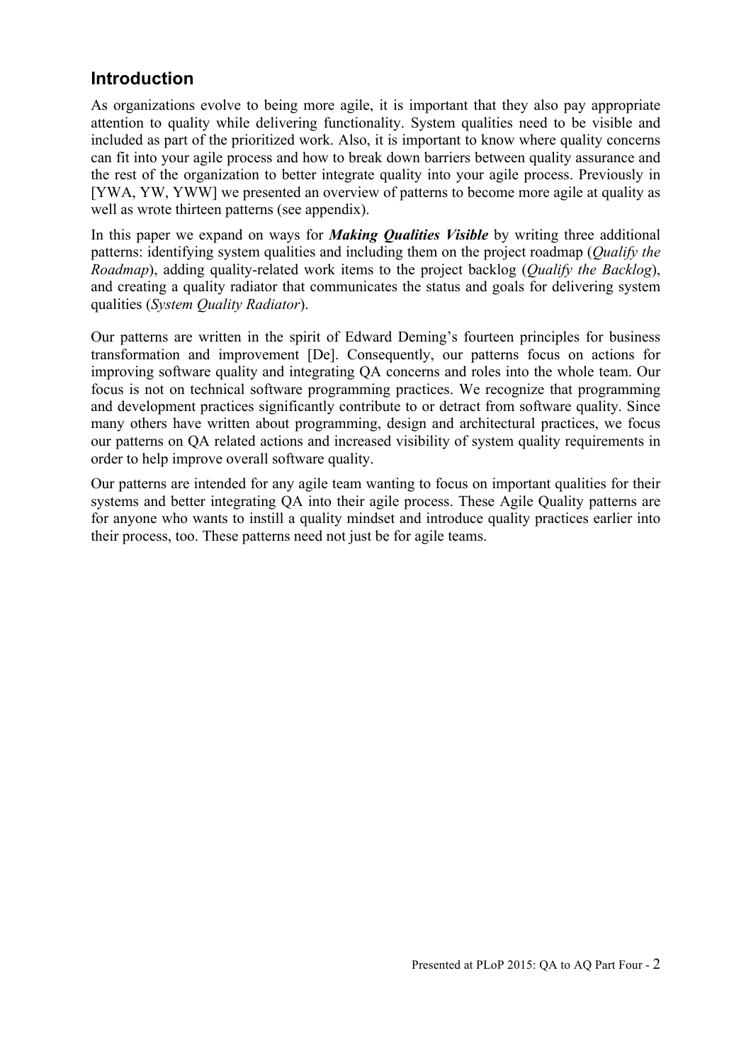## Introduction

As organizations evolve to being more agile, it is important that they also pay appropriate attention to quality while delivering functionality. System qualities need to be visible and included as part of the prioritized work. Also, it is important to know where quality concerns can fit into your agile process and how to break down barriers between quality assurance and the rest of the organization to better integrate quality into your agile process. Previously in [YWA, YW, YWW] we presented an overview of patterns to become more agile at quality as well as wrote thirteen patterns (see appendix).

In this paper we expand on ways for ***Making Qualities Visible*** by writing three additional patterns: identifying system qualities and including them on the project roadmap (*Qualify the Roadmap*), adding quality-related work items to the project backlog (*Qualify the Backlog*), and creating a quality radiator that communicates the status and goals for delivering system qualities (*System Quality Radiator*).

Our patterns are written in the spirit of Edward Deming's fourteen principles for business transformation and improvement [De]. Consequently, our patterns focus on actions for improving software quality and integrating QA concerns and roles into the whole team. Our focus is not on technical software programming practices. We recognize that programming and development practices significantly contribute to or detract from software quality. Since many others have written about programming, design and architectural practices, we focus our patterns on QA related actions and increased visibility of system quality requirements in order to help improve overall software quality.

Our patterns are intended for any agile team wanting to focus on important qualities for their systems and better integrating QA into their agile process. These Agile Quality patterns are for anyone who wants to instill a quality mindset and introduce quality practices earlier into their process, too. These patterns need not just be for agile teams.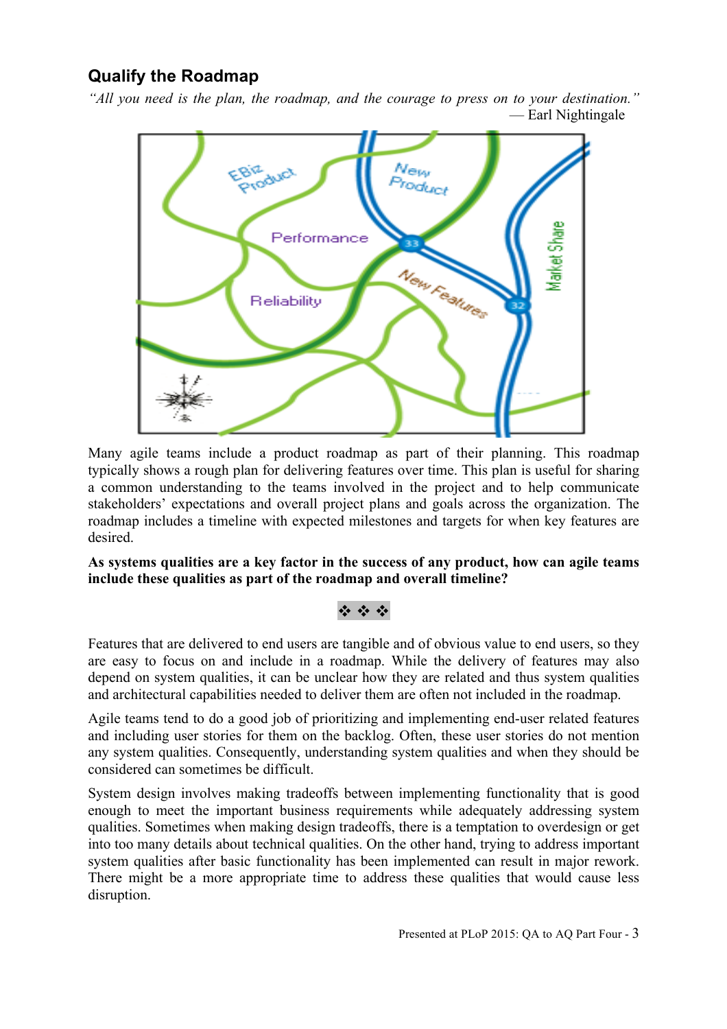## Qualify the Roadmap

*"All you need is the plan, the roadmap, and the courage to press on to your destination."*
— Earl Nightingale

Many agile teams include a product roadmap as part of their planning. This roadmap typically shows a rough plan for delivering features over time. This plan is useful for sharing a common understanding to the teams involved in the project and to help communicate stakeholders' expectations and overall project plans and goals across the organization. The roadmap includes a timeline with expected milestones and targets for when key features are desired.

**As systems qualities are a key factor in the success of any product, how can agile teams include these qualities as part of the roadmap and overall timeline?**

❖ ❖ ❖

Features that are delivered to end users are tangible and of obvious value to end users, so they are easy to focus on and include in a roadmap. While the delivery of features may also depend on system qualities, it can be unclear how they are related and thus system qualities and architectural capabilities needed to deliver them are often not included in the roadmap.

Agile teams tend to do a good job of prioritizing and implementing end-user related features and including user stories for them on the backlog. Often, these user stories do not mention any system qualities. Consequently, understanding system qualities and when they should be considered can sometimes be difficult.

System design involves making tradeoffs between implementing functionality that is good enough to meet the important business requirements while adequately addressing system qualities. Sometimes when making design tradeoffs, there is a temptation to overdesign or get into too many details about technical qualities. On the other hand, trying to address important system qualities after basic functionality has been implemented can result in major rework. There might be a more appropriate time to address these qualities that would cause less disruption.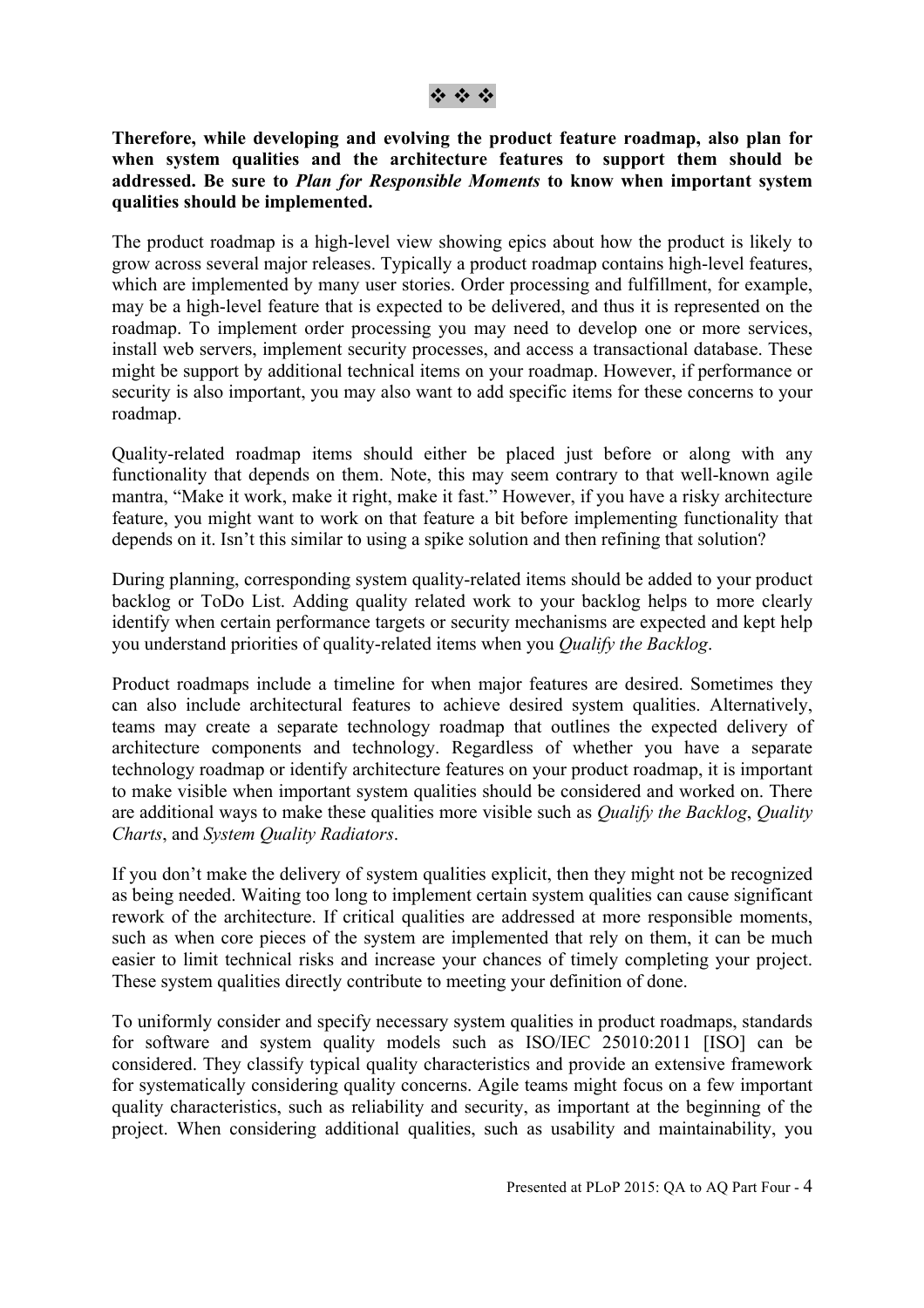❖ ❖ ❖

**Therefore, while developing and evolving the product feature roadmap, also plan for when system qualities and the architecture features to support them should be addressed. Be sure to *Plan for Responsible Moments* to know when important system qualities should be implemented.**

The product roadmap is a high-level view showing epics about how the product is likely to grow across several major releases. Typically a product roadmap contains high-level features, which are implemented by many user stories. Order processing and fulfillment, for example, may be a high-level feature that is expected to be delivered, and thus it is represented on the roadmap. To implement order processing you may need to develop one or more services, install web servers, implement security processes, and access a transactional database. These might be support by additional technical items on your roadmap. However, if performance or security is also important, you may also want to add specific items for these concerns to your roadmap.

Quality-related roadmap items should either be placed just before or along with any functionality that depends on them. Note, this may seem contrary to that well-known agile mantra, "Make it work, make it right, make it fast." However, if you have a risky architecture feature, you might want to work on that feature a bit before implementing functionality that depends on it. Isn't this similar to using a spike solution and then refining that solution?

During planning, corresponding system quality-related items should be added to your product backlog or ToDo List. Adding quality related work to your backlog helps to more clearly identify when certain performance targets or security mechanisms are expected and kept help you understand priorities of quality-related items when you *Qualify the Backlog*.

Product roadmaps include a timeline for when major features are desired. Sometimes they can also include architectural features to achieve desired system qualities. Alternatively, teams may create a separate technology roadmap that outlines the expected delivery of architecture components and technology. Regardless of whether you have a separate technology roadmap or identify architecture features on your product roadmap, it is important to make visible when important system qualities should be considered and worked on. There are additional ways to make these qualities more visible such as *Qualify the Backlog*, *Quality Charts*, and *System Quality Radiators*.

If you don't make the delivery of system qualities explicit, then they might not be recognized as being needed. Waiting too long to implement certain system qualities can cause significant rework of the architecture. If critical qualities are addressed at more responsible moments, such as when core pieces of the system are implemented that rely on them, it can be much easier to limit technical risks and increase your chances of timely completing your project. These system qualities directly contribute to meeting your definition of done.

To uniformly consider and specify necessary system qualities in product roadmaps, standards for software and system quality models such as ISO/IEC 25010:2011 [ISO] can be considered. They classify typical quality characteristics and provide an extensive framework for systematically considering quality concerns. Agile teams might focus on a few important quality characteristics, such as reliability and security, as important at the beginning of the project. When considering additional qualities, such as usability and maintainability, you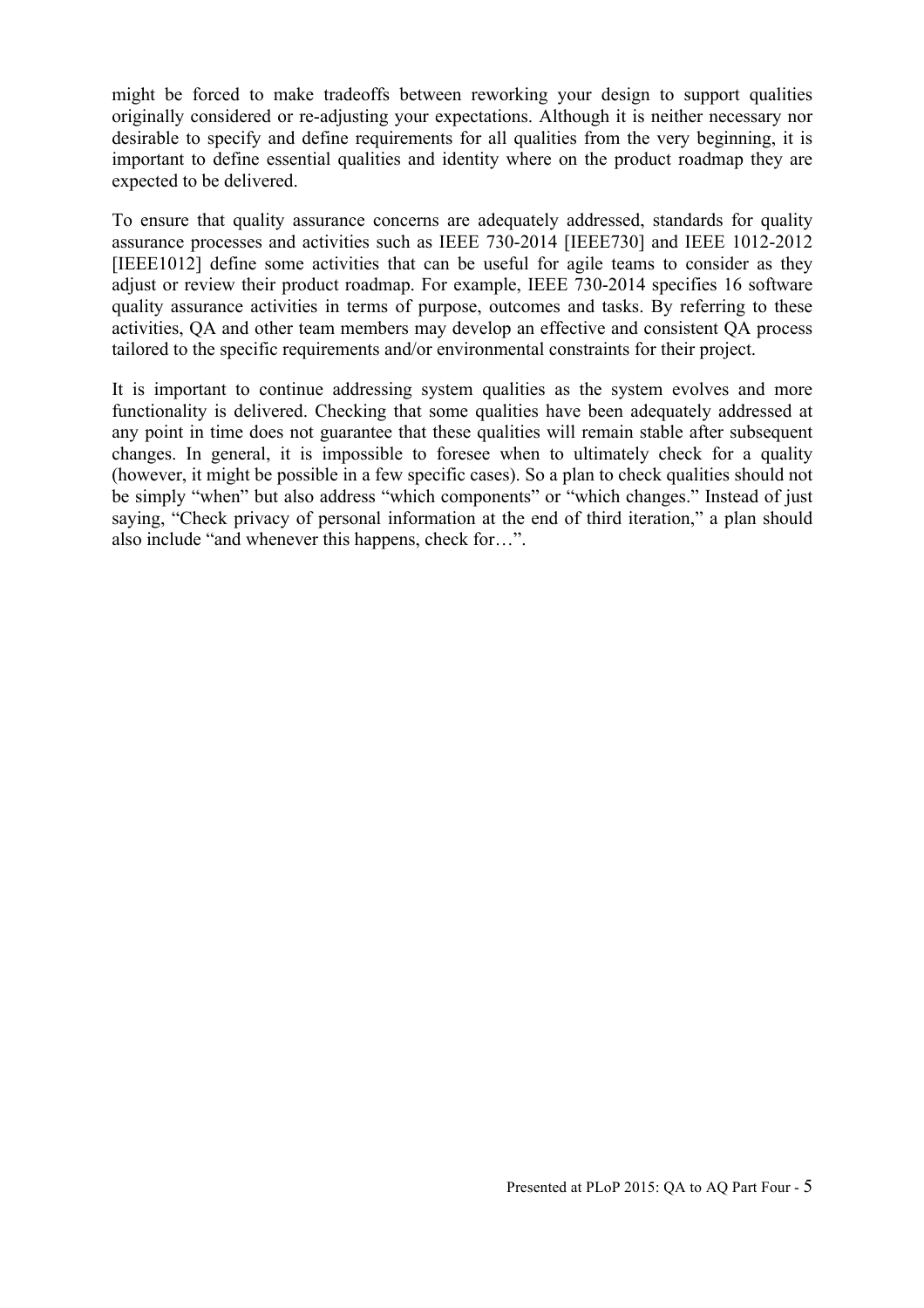might be forced to make tradeoffs between reworking your design to support qualities originally considered or re-adjusting your expectations. Although it is neither necessary nor desirable to specify and define requirements for all qualities from the very beginning, it is important to define essential qualities and identity where on the product roadmap they are expected to be delivered.

To ensure that quality assurance concerns are adequately addressed, standards for quality assurance processes and activities such as IEEE 730-2014 [IEEE730] and IEEE 1012-2012 [IEEE1012] define some activities that can be useful for agile teams to consider as they adjust or review their product roadmap. For example, IEEE 730-2014 specifies 16 software quality assurance activities in terms of purpose, outcomes and tasks. By referring to these activities, QA and other team members may develop an effective and consistent QA process tailored to the specific requirements and/or environmental constraints for their project.

It is important to continue addressing system qualities as the system evolves and more functionality is delivered. Checking that some qualities have been adequately addressed at any point in time does not guarantee that these qualities will remain stable after subsequent changes. In general, it is impossible to foresee when to ultimately check for a quality (however, it might be possible in a few specific cases). So a plan to check qualities should not be simply "when" but also address "which components" or "which changes." Instead of just saying, "Check privacy of personal information at the end of third iteration," a plan should also include "and whenever this happens, check for…".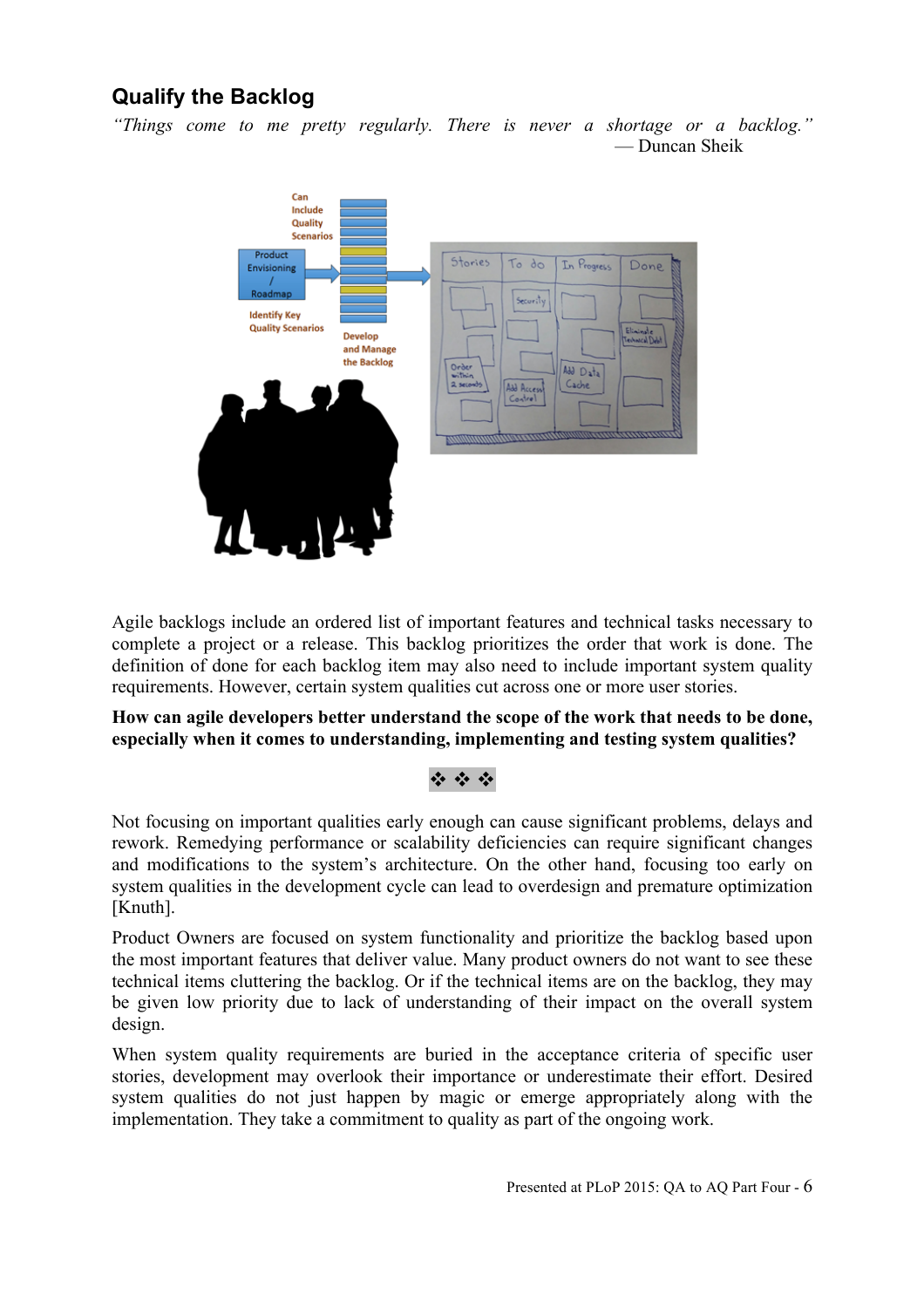## Qualify the Backlog

*"Things come to me pretty regularly. There is never a shortage or a backlog."*
— Duncan Sheik

Agile backlogs include an ordered list of important features and technical tasks necessary to complete a project or a release. This backlog prioritizes the order that work is done. The definition of done for each backlog item may also need to include important system quality requirements. However, certain system qualities cut across one or more user stories.

**How can agile developers better understand the scope of the work that needs to be done, especially when it comes to understanding, implementing and testing system qualities?**

❖ ❖ ❖

Not focusing on important qualities early enough can cause significant problems, delays and rework. Remedying performance or scalability deficiencies can require significant changes and modifications to the system's architecture. On the other hand, focusing too early on system qualities in the development cycle can lead to overdesign and premature optimization [Knuth].

Product Owners are focused on system functionality and prioritize the backlog based upon the most important features that deliver value. Many product owners do not want to see these technical items cluttering the backlog. Or if the technical items are on the backlog, they may be given low priority due to lack of understanding of their impact on the overall system design.

When system quality requirements are buried in the acceptance criteria of specific user stories, development may overlook their importance or underestimate their effort. Desired system qualities do not just happen by magic or emerge appropriately along with the implementation. They take a commitment to quality as part of the ongoing work.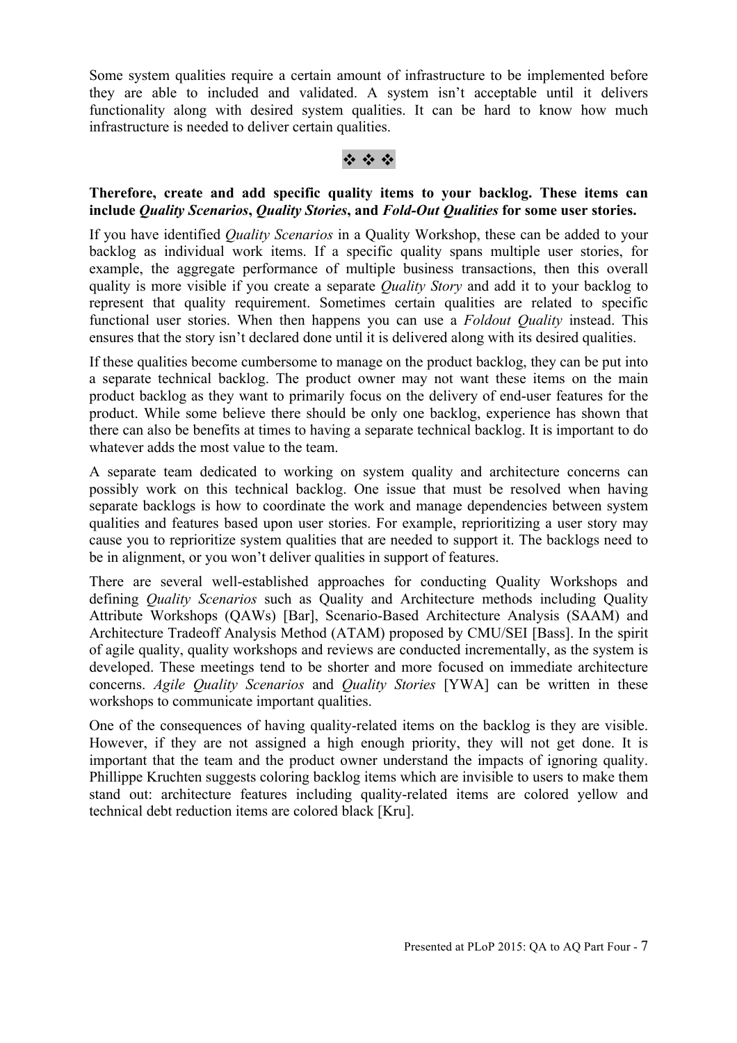Some system qualities require a certain amount of infrastructure to be implemented before they are able to included and validated. A system isn't acceptable until it delivers functionality along with desired system qualities. It can be hard to know how much infrastructure is needed to deliver certain qualities.

❖ ❖ ❖

**Therefore, create and add specific quality items to your backlog. These items can include *Quality Scenarios*, *Quality Stories*, and *Fold-Out Qualities* for some user stories.**

If you have identified *Quality Scenarios* in a Quality Workshop, these can be added to your backlog as individual work items. If a specific quality spans multiple user stories, for example, the aggregate performance of multiple business transactions, then this overall quality is more visible if you create a separate *Quality Story* and add it to your backlog to represent that quality requirement. Sometimes certain qualities are related to specific functional user stories. When then happens you can use a *Foldout Quality* instead. This ensures that the story isn't declared done until it is delivered along with its desired qualities.

If these qualities become cumbersome to manage on the product backlog, they can be put into a separate technical backlog. The product owner may not want these items on the main product backlog as they want to primarily focus on the delivery of end-user features for the product. While some believe there should be only one backlog, experience has shown that there can also be benefits at times to having a separate technical backlog. It is important to do whatever adds the most value to the team.

A separate team dedicated to working on system quality and architecture concerns can possibly work on this technical backlog. One issue that must be resolved when having separate backlogs is how to coordinate the work and manage dependencies between system qualities and features based upon user stories. For example, reprioritizing a user story may cause you to reprioritize system qualities that are needed to support it. The backlogs need to be in alignment, or you won't deliver qualities in support of features.

There are several well-established approaches for conducting Quality Workshops and defining *Quality Scenarios* such as Quality and Architecture methods including Quality Attribute Workshops (QAWs) [Bar], Scenario-Based Architecture Analysis (SAAM) and Architecture Tradeoff Analysis Method (ATAM) proposed by CMU/SEI [Bass]. In the spirit of agile quality, quality workshops and reviews are conducted incrementally, as the system is developed. These meetings tend to be shorter and more focused on immediate architecture concerns. *Agile Quality Scenarios* and *Quality Stories* [YWA] can be written in these workshops to communicate important qualities.

One of the consequences of having quality-related items on the backlog is they are visible. However, if they are not assigned a high enough priority, they will not get done. It is important that the team and the product owner understand the impacts of ignoring quality. Phillippe Kruchten suggests coloring backlog items which are invisible to users to make them stand out: architecture features including quality-related items are colored yellow and technical debt reduction items are colored black [Kru].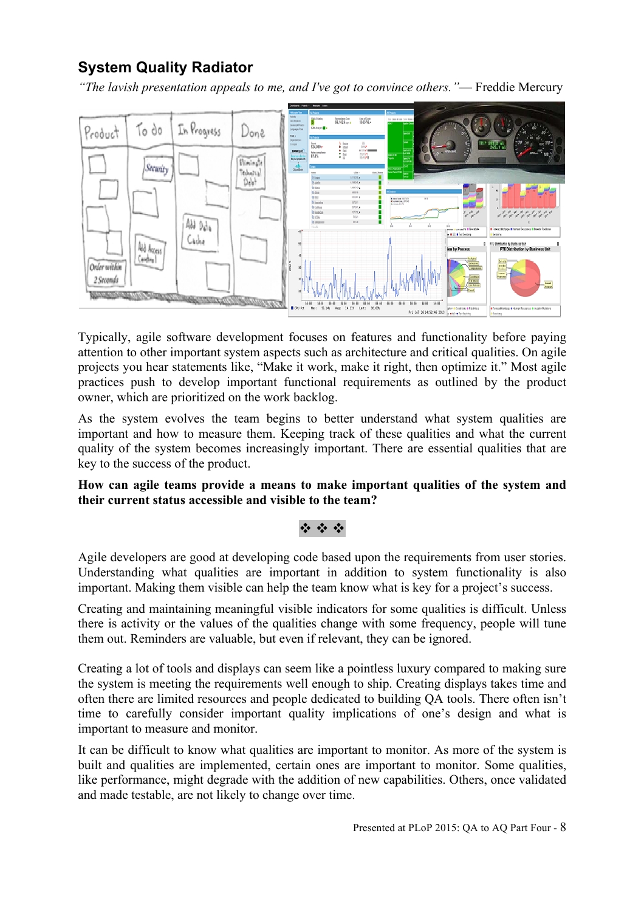## System Quality Radiator

*"The lavish presentation appeals to me, and I've got to convince others."*— Freddie Mercury

Typically, agile software development focuses on features and functionality before paying attention to other important system aspects such as architecture and critical qualities. On agile projects you hear statements like, "Make it work, make it right, then optimize it." Most agile practices push to develop important functional requirements as outlined by the product owner, which are prioritized on the work backlog.

As the system evolves the team begins to better understand what system qualities are important and how to measure them. Keeping track of these qualities and what the current quality of the system becomes increasingly important. There are essential qualities that are key to the success of the product.

**How can agile teams provide a means to make important qualities of the system and their current status accessible and visible to the team?**

❖ ❖ ❖

Agile developers are good at developing code based upon the requirements from user stories. Understanding what qualities are important in addition to system functionality is also important. Making them visible can help the team know what is key for a project's success.

Creating and maintaining meaningful visible indicators for some qualities is difficult. Unless there is activity or the values of the qualities change with some frequency, people will tune them out. Reminders are valuable, but even if relevant, they can be ignored.

Creating a lot of tools and displays can seem like a pointless luxury compared to making sure the system is meeting the requirements well enough to ship. Creating displays takes time and often there are limited resources and people dedicated to building QA tools. There often isn't time to carefully consider important quality implications of one's design and what is important to measure and monitor.

It can be difficult to know what qualities are important to monitor. As more of the system is built and qualities are implemented, certain ones are important to monitor. Some qualities, like performance, might degrade with the addition of new capabilities. Others, once validated and made testable, are not likely to change over time.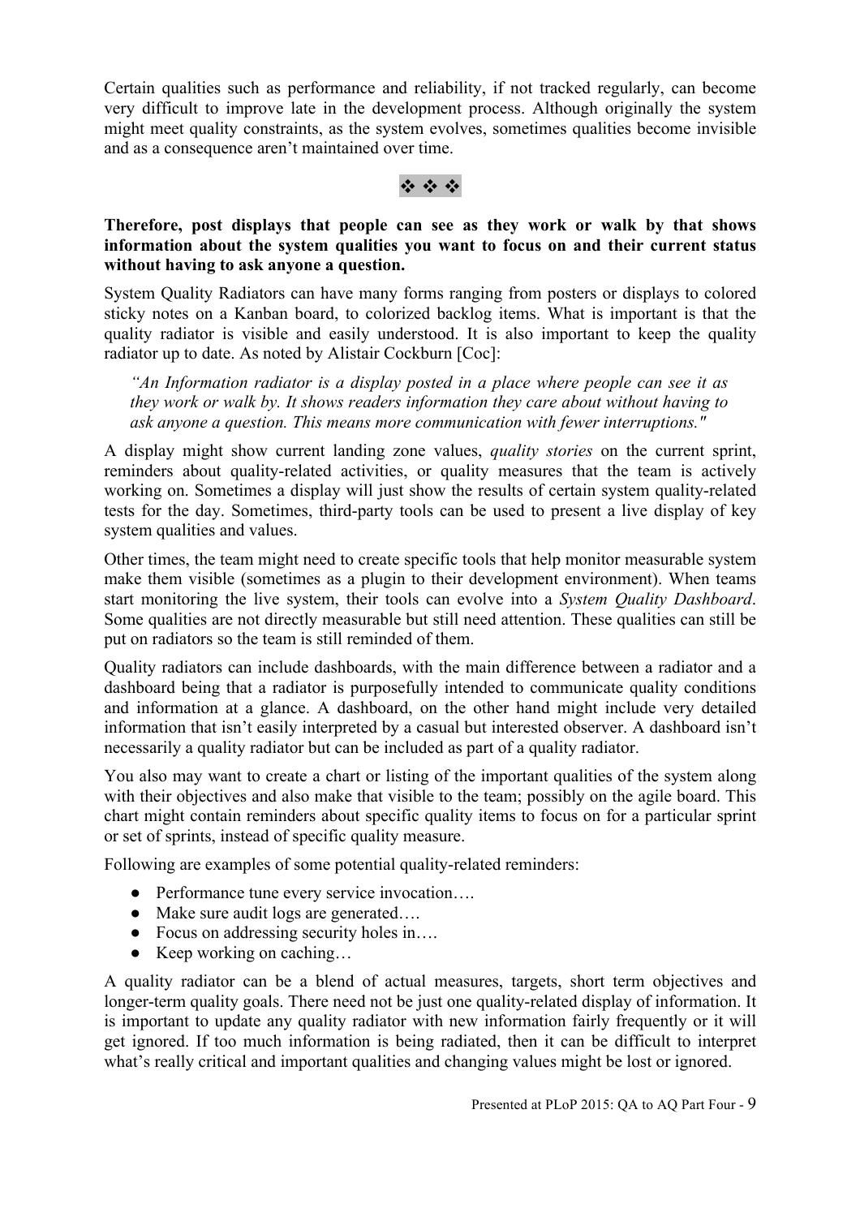Certain qualities such as performance and reliability, if not tracked regularly, can become very difficult to improve late in the development process. Although originally the system might meet quality constraints, as the system evolves, sometimes qualities become invisible and as a consequence aren't maintained over time.

❖ ❖ ❖

**Therefore, post displays that people can see as they work or walk by that shows information about the system qualities you want to focus on and their current status without having to ask anyone a question.**

System Quality Radiators can have many forms ranging from posters or displays to colored sticky notes on a Kanban board, to colorized backlog items. What is important is that the quality radiator is visible and easily understood. It is also important to keep the quality radiator up to date. As noted by Alistair Cockburn [Coc]:

> *"An Information radiator is a display posted in a place where people can see it as they work or walk by. It shows readers information they care about without having to ask anyone a question. This means more communication with fewer interruptions."*

A display might show current landing zone values, *quality stories* on the current sprint, reminders about quality-related activities, or quality measures that the team is actively working on. Sometimes a display will just show the results of certain system quality-related tests for the day. Sometimes, third-party tools can be used to present a live display of key system qualities and values.

Other times, the team might need to create specific tools that help monitor measurable system make them visible (sometimes as a plugin to their development environment). When teams start monitoring the live system, their tools can evolve into a *System Quality Dashboard*. Some qualities are not directly measurable but still need attention. These qualities can still be put on radiators so the team is still reminded of them.

Quality radiators can include dashboards, with the main difference between a radiator and a dashboard being that a radiator is purposefully intended to communicate quality conditions and information at a glance. A dashboard, on the other hand might include very detailed information that isn't easily interpreted by a casual but interested observer. A dashboard isn't necessarily a quality radiator but can be included as part of a quality radiator.

You also may want to create a chart or listing of the important qualities of the system along with their objectives and also make that visible to the team; possibly on the agile board. This chart might contain reminders about specific quality items to focus on for a particular sprint or set of sprints, instead of specific quality measure.

Following are examples of some potential quality-related reminders:

- Performance tune every service invocation….
- Make sure audit logs are generated….
- Focus on addressing security holes in….
- Keep working on caching…

A quality radiator can be a blend of actual measures, targets, short term objectives and longer-term quality goals. There need not be just one quality-related display of information. It is important to update any quality radiator with new information fairly frequently or it will get ignored. If too much information is being radiated, then it can be difficult to interpret what's really critical and important qualities and changing values might be lost or ignored.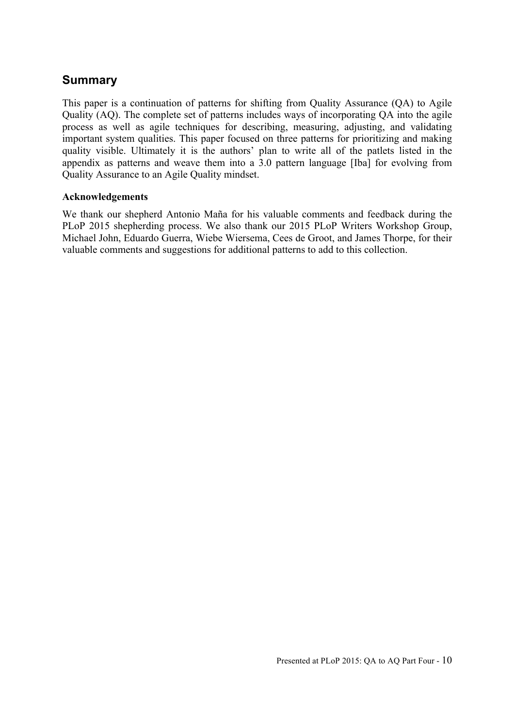## Summary

This paper is a continuation of patterns for shifting from Quality Assurance (QA) to Agile Quality (AQ). The complete set of patterns includes ways of incorporating QA into the agile process as well as agile techniques for describing, measuring, adjusting, and validating important system qualities. This paper focused on three patterns for prioritizing and making quality visible. Ultimately it is the authors' plan to write all of the patlets listed in the appendix as patterns and weave them into a 3.0 pattern language [Iba] for evolving from Quality Assurance to an Agile Quality mindset.

**Acknowledgements**

We thank our shepherd Antonio Maña for his valuable comments and feedback during the PLoP 2015 shepherding process. We also thank our 2015 PLoP Writers Workshop Group, Michael John, Eduardo Guerra, Wiebe Wiersema, Cees de Groot, and James Thorpe, for their valuable comments and suggestions for additional patterns to add to this collection.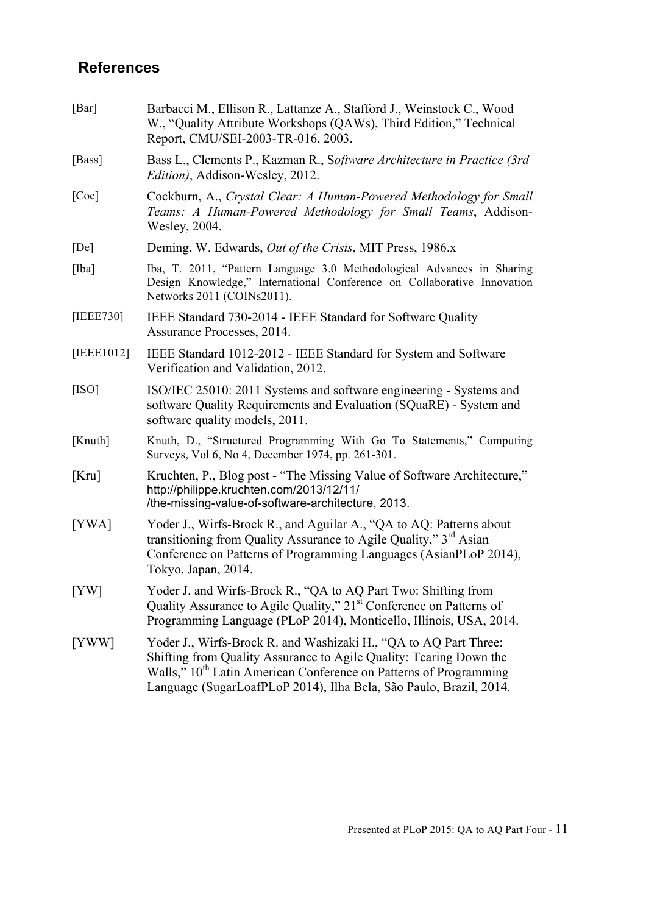## References

[Bar] Barbacci M., Ellison R., Lattanze A., Stafford J., Weinstock C., Wood W., "Quality Attribute Workshops (QAWs), Third Edition," Technical Report, CMU/SEI-2003-TR-016, 2003.

[Bass] Bass L., Clements P., Kazman R., S*oftware Architecture in Practice (3rd Edition)*, Addison-Wesley, 2012.

[Coc] Cockburn, A., *Crystal Clear: A Human-Powered Methodology for Small Teams: A Human-Powered Methodology for Small Teams*, Addison-Wesley, 2004.

[De] Deming, W. Edwards, *Out of the Crisis*, MIT Press, 1986.x

[Iba] Iba, T. 2011, "Pattern Language 3.0 Methodological Advances in Sharing Design Knowledge," International Conference on Collaborative Innovation Networks 2011 (COINs2011).

[IEEE730] IEEE Standard 730-2014 - IEEE Standard for Software Quality Assurance Processes, 2014.

[IEEE1012] IEEE Standard 1012-2012 - IEEE Standard for System and Software Verification and Validation, 2012.

[ISO] ISO/IEC 25010: 2011 Systems and software engineering - Systems and software Quality Requirements and Evaluation (SQuaRE) - System and software quality models, 2011.

[Knuth] Knuth, D., "Structured Programming With Go To Statements," Computing Surveys, Vol 6, No 4, December 1974, pp. 261-301.

[Kru] Kruchten, P., Blog post - "The Missing Value of Software Architecture," http://philippe.kruchten.com/2013/12/11/ /the-missing-value-of-software-architecture, 2013.

[YWA] Yoder J., Wirfs-Brock R., and Aguilar A., "QA to AQ: Patterns about transitioning from Quality Assurance to Agile Quality," 3rd Asian Conference on Patterns of Programming Languages (AsianPLoP 2014), Tokyo, Japan, 2014.

[YW] Yoder J. and Wirfs-Brock R., "QA to AQ Part Two: Shifting from Quality Assurance to Agile Quality," 21st Conference on Patterns of Programming Language (PLoP 2014), Monticello, Illinois, USA, 2014.

[YWW] Yoder J., Wirfs-Brock R. and Washizaki H., "QA to AQ Part Three: Shifting from Quality Assurance to Agile Quality: Tearing Down the Walls," 10th Latin American Conference on Patterns of Programming Language (SugarLoafPLoP 2014), Ilha Bela, São Paulo, Brazil, 2014.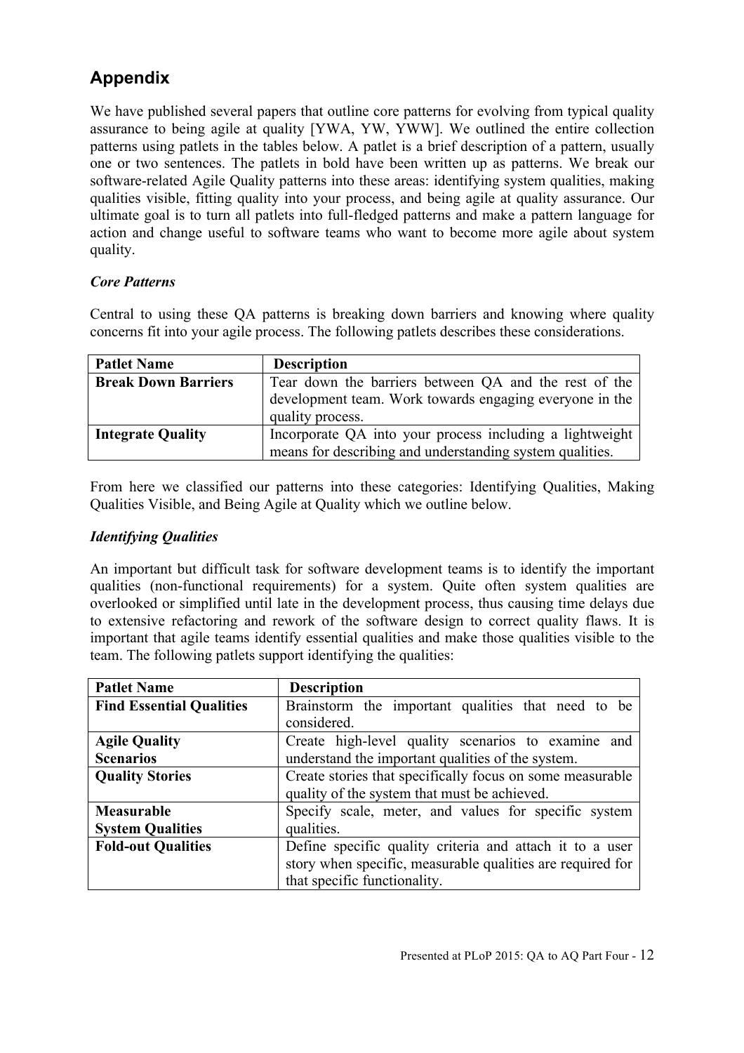## Appendix

We have published several papers that outline core patterns for evolving from typical quality assurance to being agile at quality [YWA, YW, YWW]. We outlined the entire collection patterns using patlets in the tables below. A patlet is a brief description of a pattern, usually one or two sentences. The patlets in bold have been written up as patterns. We break our software-related Agile Quality patterns into these areas: identifying system qualities, making qualities visible, fitting quality into your process, and being agile at quality assurance. Our ultimate goal is to turn all patlets into full-fledged patterns and make a pattern language for action and change useful to software teams who want to become more agile about system quality.

### *Core Patterns*

Central to using these QA patterns is breaking down barriers and knowing where quality concerns fit into your agile process. The following patlets describes these considerations.

| Patlet Name | Description |
| --- | --- |
| **Break Down Barriers** | Tear down the barriers between QA and the rest of the development team. Work towards engaging everyone in the quality process. |
| **Integrate Quality** | Incorporate QA into your process including a lightweight means for describing and understanding system qualities. |

From here we classified our patterns into these categories: Identifying Qualities, Making Qualities Visible, and Being Agile at Quality which we outline below.

### *Identifying Qualities*

An important but difficult task for software development teams is to identify the important qualities (non-functional requirements) for a system. Quite often system qualities are overlooked or simplified until late in the development process, thus causing time delays due to extensive refactoring and rework of the software design to correct quality flaws. It is important that agile teams identify essential qualities and make those qualities visible to the team. The following patlets support identifying the qualities:

| Patlet Name | Description |
| --- | --- |
| **Find Essential Qualities** | Brainstorm the important qualities that need to be considered. |
| **Agile Quality Scenarios** | Create high-level quality scenarios to examine and understand the important qualities of the system. |
| **Quality Stories** | Create stories that specifically focus on some measurable quality of the system that must be achieved. |
| **Measurable System Qualities** | Specify scale, meter, and values for specific system qualities. |
| **Fold-out Qualities** | Define specific quality criteria and attach it to a user story when specific, measurable qualities are required for that specific functionality. |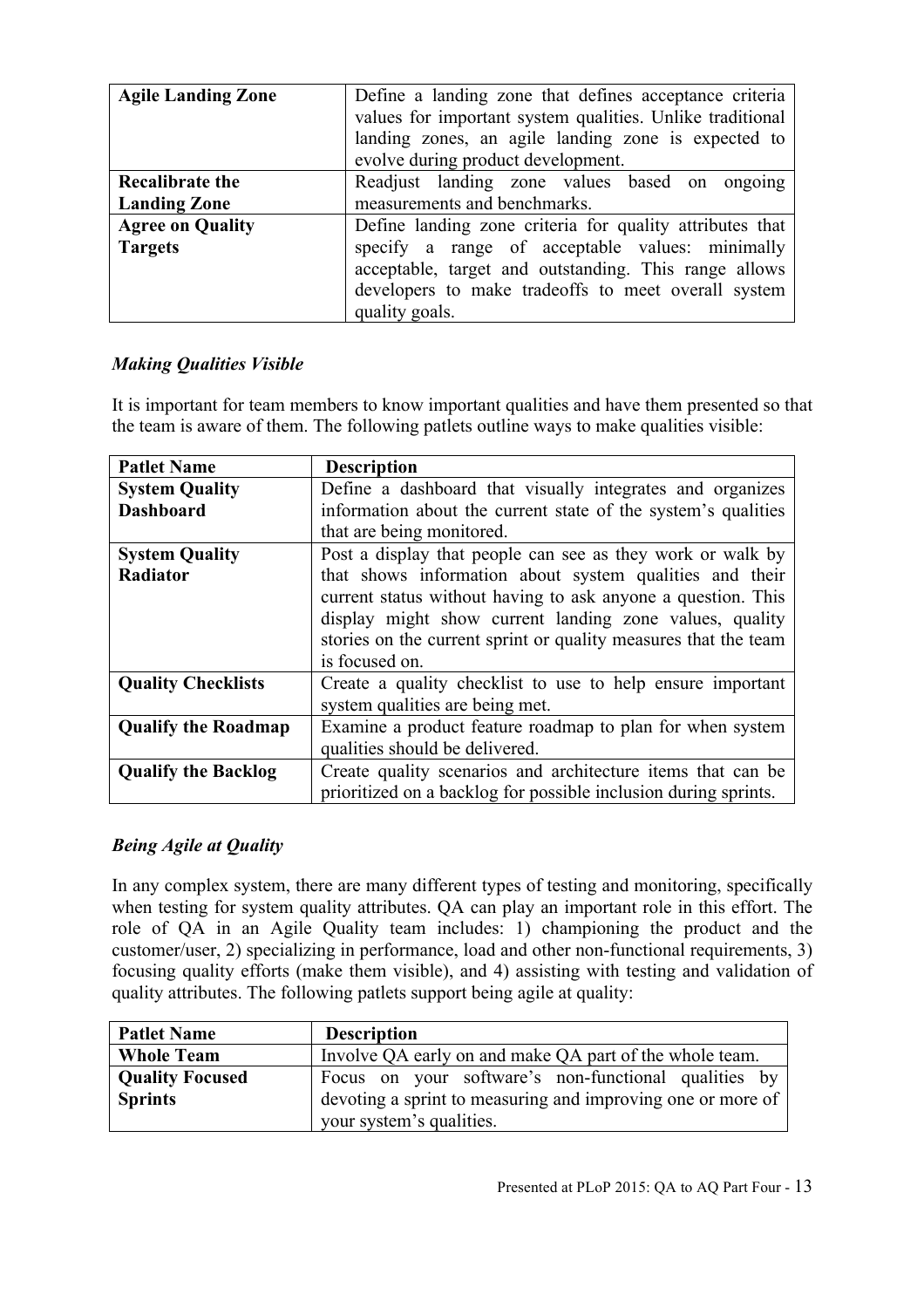| | |
|---|---|
| **Agile Landing Zone** | Define a landing zone that defines acceptance criteria values for important system qualities. Unlike traditional landing zones, an agile landing zone is expected to evolve during product development. |
| **Recalibrate the Landing Zone** | Readjust landing zone values based on ongoing measurements and benchmarks. |
| **Agree on Quality Targets** | Define landing zone criteria for quality attributes that specify a range of acceptable values: minimally acceptable, target and outstanding. This range allows developers to make tradeoffs to meet overall system quality goals. |

### *Making Qualities Visible*

It is important for team members to know important qualities and have them presented so that the team is aware of them. The following patlets outline ways to make qualities visible:

| Patlet Name | Description |
|---|---|
| **System Quality Dashboard** | Define a dashboard that visually integrates and organizes information about the current state of the system's qualities that are being monitored. |
| **System Quality Radiator** | Post a display that people can see as they work or walk by that shows information about system qualities and their current status without having to ask anyone a question. This display might show current landing zone values, quality stories on the current sprint or quality measures that the team is focused on. |
| **Quality Checklists** | Create a quality checklist to use to help ensure important system qualities are being met. |
| **Qualify the Roadmap** | Examine a product feature roadmap to plan for when system qualities should be delivered. |
| **Qualify the Backlog** | Create quality scenarios and architecture items that can be prioritized on a backlog for possible inclusion during sprints. |

### *Being Agile at Quality*

In any complex system, there are many different types of testing and monitoring, specifically when testing for system quality attributes. QA can play an important role in this effort. The role of QA in an Agile Quality team includes: 1) championing the product and the customer/user, 2) specializing in performance, load and other non-functional requirements, 3) focusing quality efforts (make them visible), and 4) assisting with testing and validation of quality attributes. The following patlets support being agile at quality:

| Patlet Name | Description |
|---|---|
| **Whole Team** | Involve QA early on and make QA part of the whole team. |
| **Quality Focused Sprints** | Focus on your software's non-functional qualities by devoting a sprint to measuring and improving one or more of your system's qualities. |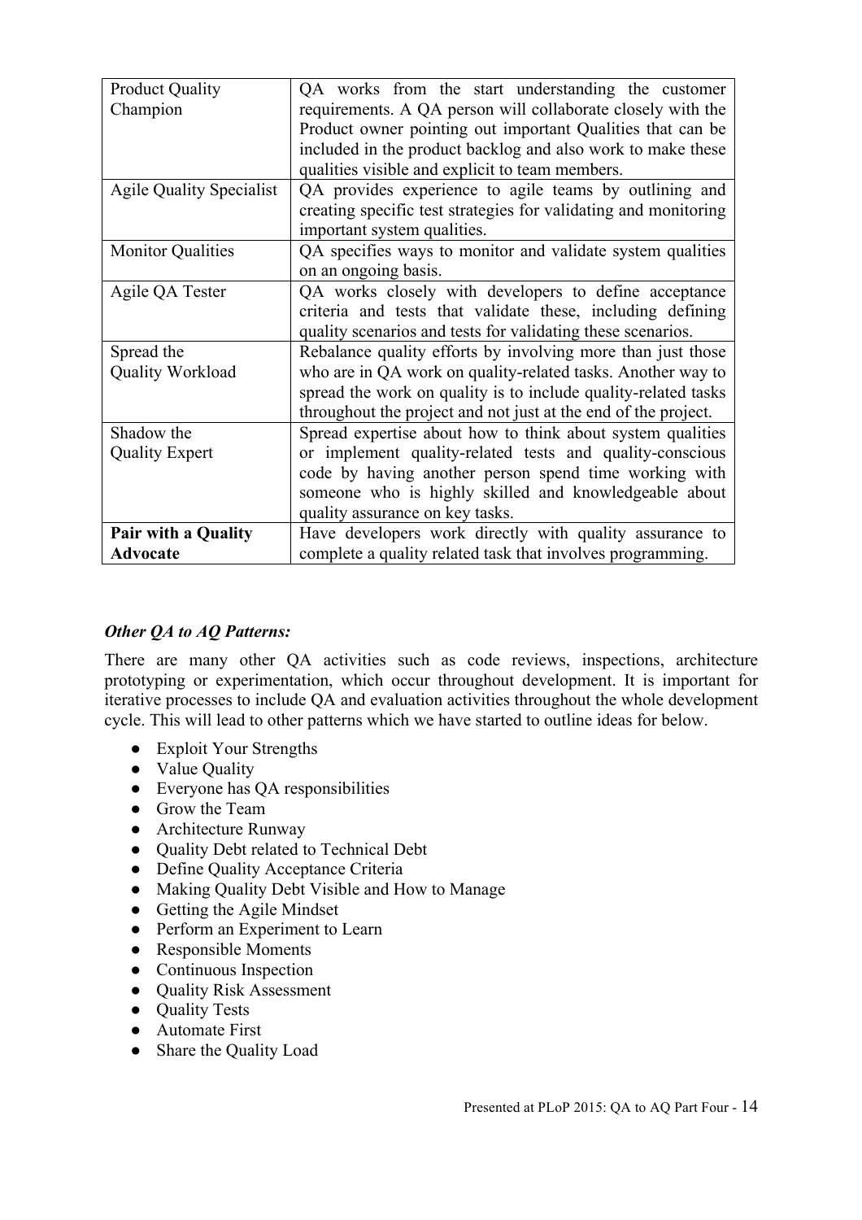| | |
|---|---|
| Product Quality Champion | QA works from the start understanding the customer requirements. A QA person will collaborate closely with the Product owner pointing out important Qualities that can be included in the product backlog and also work to make these qualities visible and explicit to team members. |
| Agile Quality Specialist | QA provides experience to agile teams by outlining and creating specific test strategies for validating and monitoring important system qualities. |
| Monitor Qualities | QA specifies ways to monitor and validate system qualities on an ongoing basis. |
| Agile QA Tester | QA works closely with developers to define acceptance criteria and tests that validate these, including defining quality scenarios and tests for validating these scenarios. |
| Spread the Quality Workload | Rebalance quality efforts by involving more than just those who are in QA work on quality-related tasks. Another way to spread the work on quality is to include quality-related tasks throughout the project and not just at the end of the project. |
| Shadow the Quality Expert | Spread expertise about how to think about system qualities or implement quality-related tests and quality-conscious code by having another person spend time working with someone who is highly skilled and knowledgeable about quality assurance on key tasks. |
| **Pair with a Quality Advocate** | Have developers work directly with quality assurance to complete a quality related task that involves programming. |

***Other QA to AQ Patterns:***

There are many other QA activities such as code reviews, inspections, architecture prototyping or experimentation, which occur throughout development. It is important for iterative processes to include QA and evaluation activities throughout the whole development cycle. This will lead to other patterns which we have started to outline ideas for below.

- Exploit Your Strengths
- Value Quality
- Everyone has QA responsibilities
- Grow the Team
- Architecture Runway
- Quality Debt related to Technical Debt
- Define Quality Acceptance Criteria
- Making Quality Debt Visible and How to Manage
- Getting the Agile Mindset
- Perform an Experiment to Learn
- Responsible Moments
- Continuous Inspection
- Quality Risk Assessment
- Quality Tests
- Automate First
- Share the Quality Load